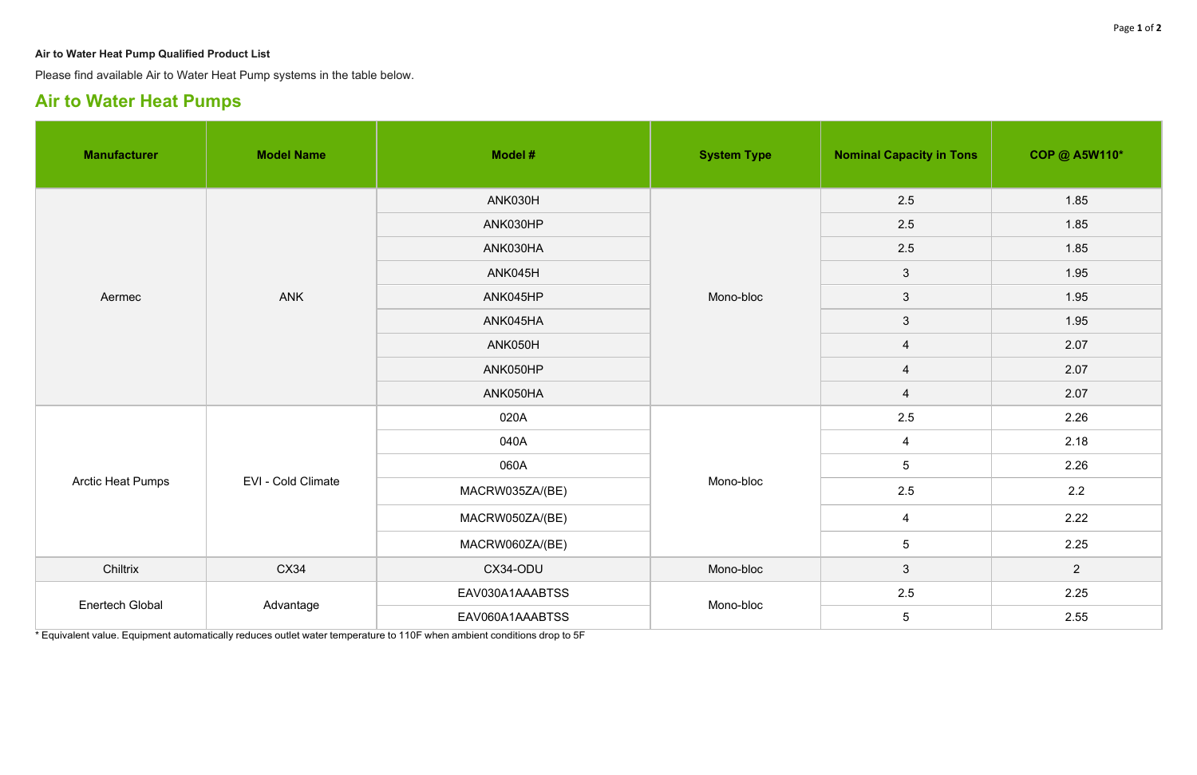**Air to Water Heat Pump Qualified Product List**

Please find available Air to Water Heat Pump systems in the table below.

## Air to Water Heat Pumps

| Manufacturer | Model Name | Model # | System Type | Nominal Capacity in Tons | COP @ A5W110* |
|---|---|---|---|---|---|
| Aermec | ANK | ANK030H | Mono-bloc | 2.5 | 1.85 |
| | | ANK030HP | | 2.5 | 1.85 |
| | | ANK030HA | | 2.5 | 1.85 |
| | | ANK045H | | 3 | 1.95 |
| | | ANK045HP | | 3 | 1.95 |
| | | ANK045HA | | 3 | 1.95 |
| | | ANK050H | | 4 | 2.07 |
| | | ANK050HP | | 4 | 2.07 |
| | | ANK050HA | | 4 | 2.07 |
| Arctic Heat Pumps | EVI - Cold Climate | 020A | Mono-bloc | 2.5 | 2.26 |
| | | 040A | | 4 | 2.18 |
| | | 060A | | 5 | 2.26 |
| | | MACRW035ZA/(BE) | | 2.5 | 2.2 |
| | | MACRW050ZA/(BE) | | 4 | 2.22 |
| | | MACRW060ZA/(BE) | | 5 | 2.25 |
| Chiltrix | CX34 | CX34-ODU | Mono-bloc | 3 | 2 |
| Enertech Global | Advantage | EAV030A1AAABTSS | Mono-bloc | 2.5 | 2.25 |
| | | EAV060A1AAABTSS | | 5 | 2.55 |

* Equivalent value. Equipment automatically reduces outlet water temperature to 110F when ambient conditions drop to 5F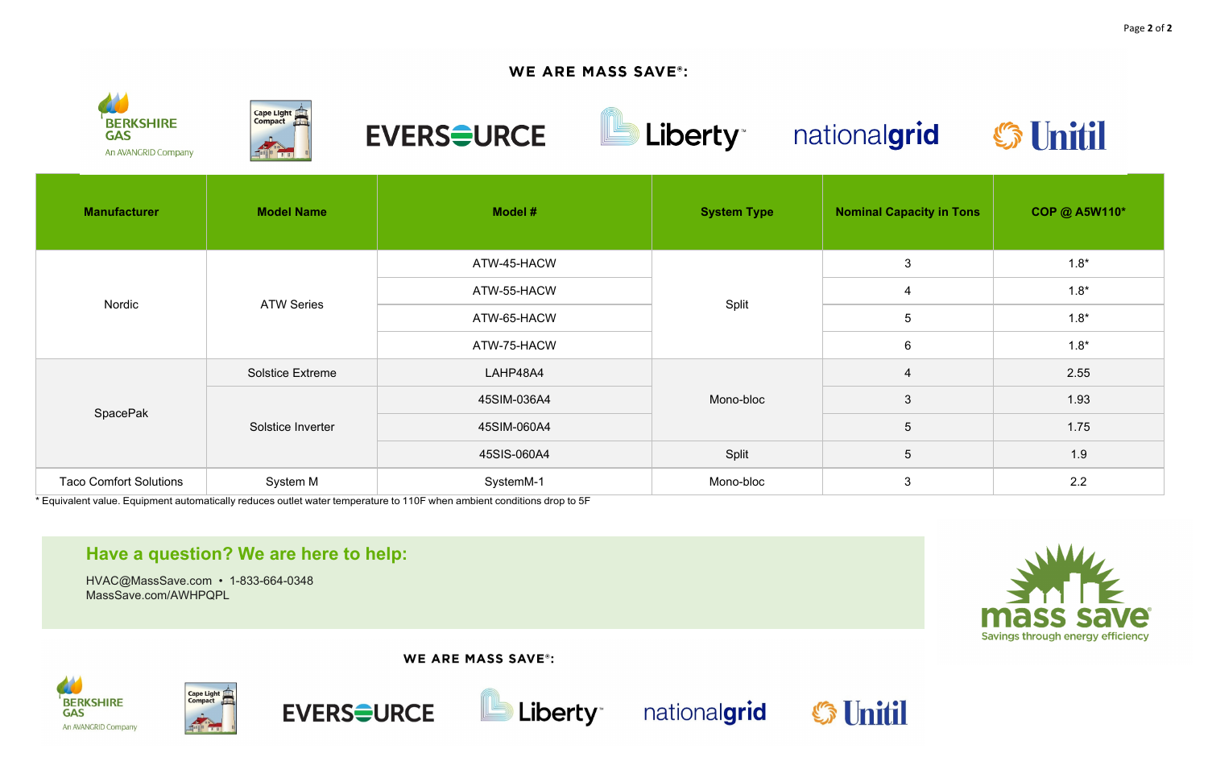**WE ARE MASS SAVE®:**

BERKSHIRE GAS An AVANGRID Company · Cape Light Compact · EVERSOURCE · Liberty · nationalgrid · Unitil

| Manufacturer | Model Name | Model # | System Type | Nominal Capacity in Tons | COP @ A5W110* |
|---|---|---|---|---|---|
| Nordic | ATW Series | ATW-45-HACW | Split | 3 | 1.8* |
| | | ATW-55-HACW | | 4 | 1.8* |
| | | ATW-65-HACW | | 5 | 1.8* |
| | | ATW-75-HACW | | 6 | 1.8* |
| SpacePak | Solstice Extreme | LAHP48A4 | Mono-bloc | 4 | 2.55 |
| | Solstice Inverter | 45SIM-036A4 | | 3 | 1.93 |
| | | 45SIM-060A4 | | 5 | 1.75 |
| | | 45SIS-060A4 | Split | 5 | 1.9 |
| Taco Comfort Solutions | System M | SystemM-1 | Mono-bloc | 3 | 2.2 |

* Equivalent value. Equipment automatically reduces outlet water temperature to 110F when ambient conditions drop to 5F

## Have a question? We are here to help:

HVAC@MassSave.com • 1-833-664-0348
MassSave.com/AWHPQPL

mass save®
Savings through energy efficiency

**WE ARE MASS SAVE®:**

BERKSHIRE GAS An AVANGRID Company · Cape Light Compact · EVERSOURCE · Liberty · nationalgrid · Unitil